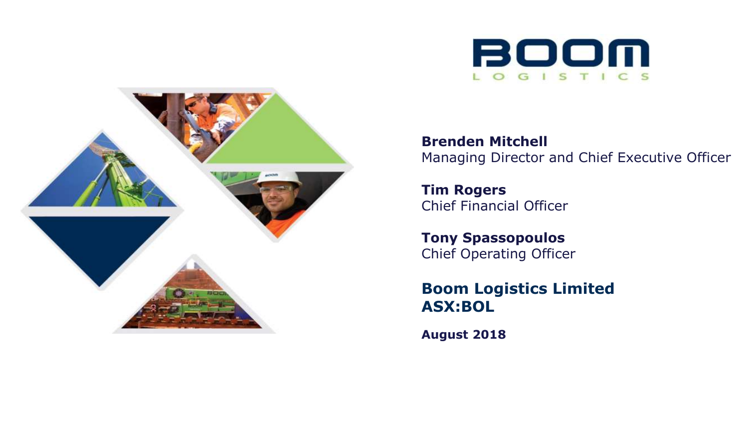# BOOM LOGISTICS

**Brenden Mitchell**
Managing Director and Chief Executive Officer

**Tim Rogers**
Chief Financial Officer

**Tony Spassopoulos**
Chief Operating Officer

## Boom Logistics Limited
## ASX:BOL

**August 2018**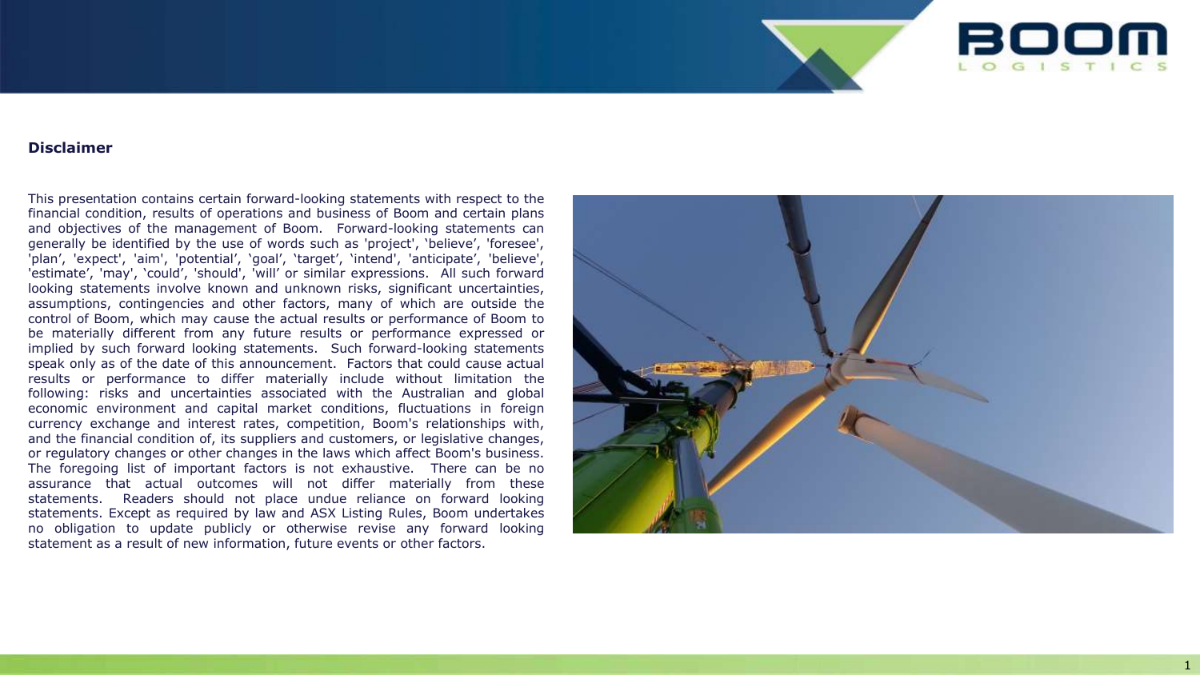## Disclaimer

This presentation contains certain forward-looking statements with respect to the financial condition, results of operations and business of Boom and certain plans and objectives of the management of Boom. Forward-looking statements can generally be identified by the use of words such as 'project', 'believe', 'foresee', 'plan', 'expect', 'aim', 'potential', 'goal', 'target', 'intend', 'anticipate', 'believe', 'estimate', 'may', 'could', 'should', 'will' or similar expressions. All such forward looking statements involve known and unknown risks, significant uncertainties, assumptions, contingencies and other factors, many of which are outside the control of Boom, which may cause the actual results or performance of Boom to be materially different from any future results or performance expressed or implied by such forward looking statements. Such forward-looking statements speak only as of the date of this announcement. Factors that could cause actual results or performance to differ materially include without limitation the following: risks and uncertainties associated with the Australian and global economic environment and capital market conditions, fluctuations in foreign currency exchange and interest rates, competition, Boom's relationships with, and the financial condition of, its suppliers and customers, or legislative changes, or regulatory changes or other changes in the laws which affect Boom's business. The foregoing list of important factors is not exhaustive. There can be no assurance that actual outcomes will not differ materially from these statements. Readers should not place undue reliance on forward looking statements. Except as required by law and ASX Listing Rules, Boom undertakes no obligation to update publicly or otherwise revise any forward looking statement as a result of new information, future events or other factors.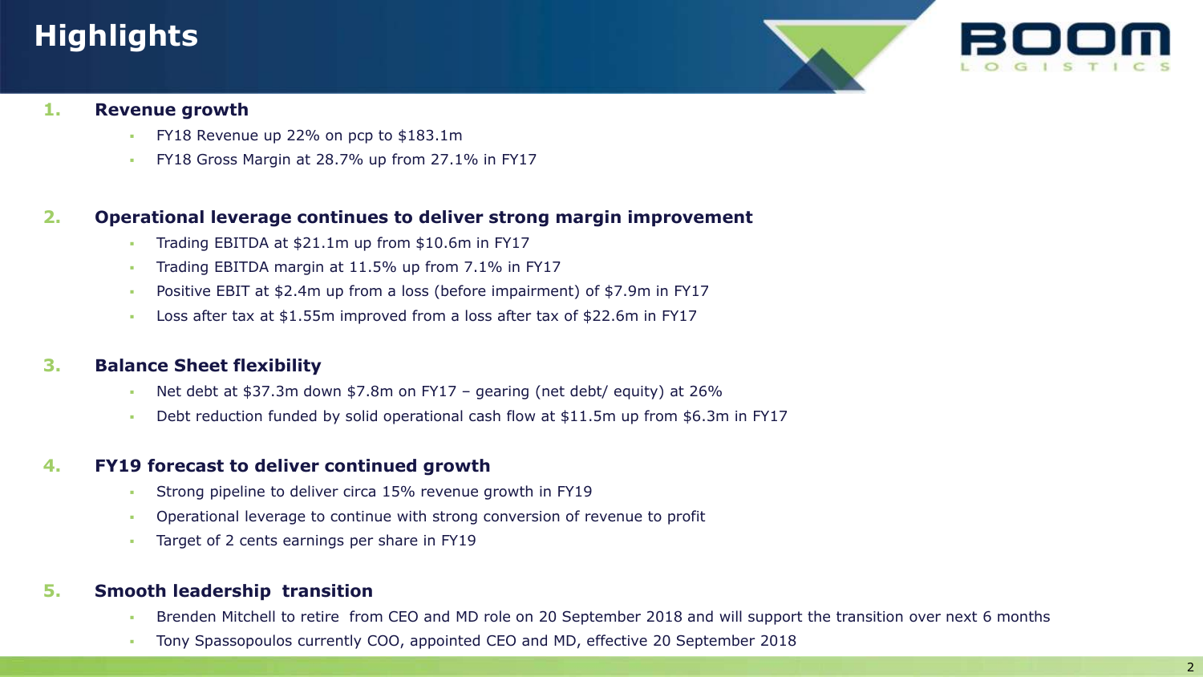# Highlights

1. **Revenue growth**
   - FY18 Revenue up 22% on pcp to $183.1m
   - FY18 Gross Margin at 28.7% up from 27.1% in FY17

2. **Operational leverage continues to deliver strong margin improvement**
   - Trading EBITDA at $21.1m up from $10.6m in FY17
   - Trading EBITDA margin at 11.5% up from 7.1% in FY17
   - Positive EBIT at $2.4m up from a loss (before impairment) of $7.9m in FY17
   - Loss after tax at $1.55m improved from a loss after tax of $22.6m in FY17

3. **Balance Sheet flexibility**
   - Net debt at $37.3m down $7.8m on FY17 – gearing (net debt/ equity) at 26%
   - Debt reduction funded by solid operational cash flow at $11.5m up from $6.3m in FY17

4. **FY19 forecast to deliver continued growth**
   - Strong pipeline to deliver circa 15% revenue growth in FY19
   - Operational leverage to continue with strong conversion of revenue to profit
   - Target of 2 cents earnings per share in FY19

5. **Smooth leadership transition**
   - Brenden Mitchell to retire from CEO and MD role on 20 September 2018 and will support the transition over next 6 months
   - Tony Spassopoulos currently COO, appointed CEO and MD, effective 20 September 2018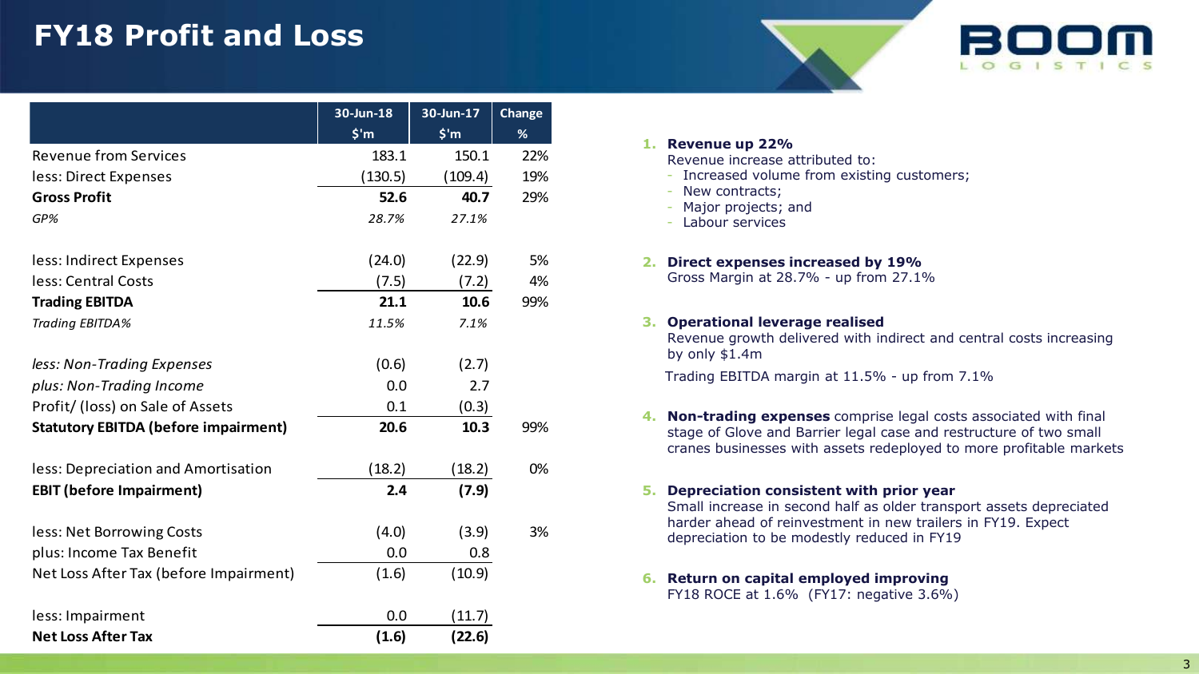# FY18 Profit and Loss

| | 30-Jun-18 | 30-Jun-17 | Change |
|---|---|---|---|
| | $'m | $'m | % |
| Revenue from Services | 183.1 | 150.1 | 22% |
| less: Direct Expenses | (130.5) | (109.4) | 19% |
| **Gross Profit** | **52.6** | **40.7** | 29% |
| *GP%* | *28.7%* | *27.1%* | |
| less: Indirect Expenses | (24.0) | (22.9) | 5% |
| less: Central Costs | (7.5) | (7.2) | 4% |
| **Trading EBITDA** | **21.1** | **10.6** | 99% |
| *Trading EBITDA%* | *11.5%* | *7.1%* | |
| *less: Non-Trading Expenses* | (0.6) | (2.7) | |
| *plus: Non-Trading Income* | 0.0 | 2.7 | |
| Profit/ (loss) on Sale of Assets | 0.1 | (0.3) | |
| **Statutory EBITDA (before impairment)** | **20.6** | **10.3** | 99% |
| less: Depreciation and Amortisation | (18.2) | (18.2) | 0% |
| **EBIT (before Impairment)** | **2.4** | **(7.9)** | |
| less: Net Borrowing Costs | (4.0) | (3.9) | 3% |
| plus: Income Tax Benefit | 0.0 | 0.8 | |
| Net Loss After Tax (before Impairment) | (1.6) | (10.9) | |
| less: Impairment | 0.0 | (11.7) | |
| **Net Loss After Tax** | **(1.6)** | **(22.6)** | |

1. **Revenue up 22%**
   Revenue increase attributed to:
   - Increased volume from existing customers;
   - New contracts;
   - Major projects; and
   - Labour services

2. **Direct expenses increased by 19%**
   Gross Margin at 28.7% - up from 27.1%

3. **Operational leverage realised**
   Revenue growth delivered with indirect and central costs increasing by only $1.4m

   Trading EBITDA margin at 11.5% - up from 7.1%

4. **Non-trading expenses** comprise legal costs associated with final stage of Glove and Barrier legal case and restructure of two small cranes businesses with assets redeployed to more profitable markets

5. **Depreciation consistent with prior year**
   Small increase in second half as older transport assets depreciated harder ahead of reinvestment in new trailers in FY19. Expect depreciation to be modestly reduced in FY19

6. **Return on capital employed improving**
   FY18 ROCE at 1.6% (FY17: negative 3.6%)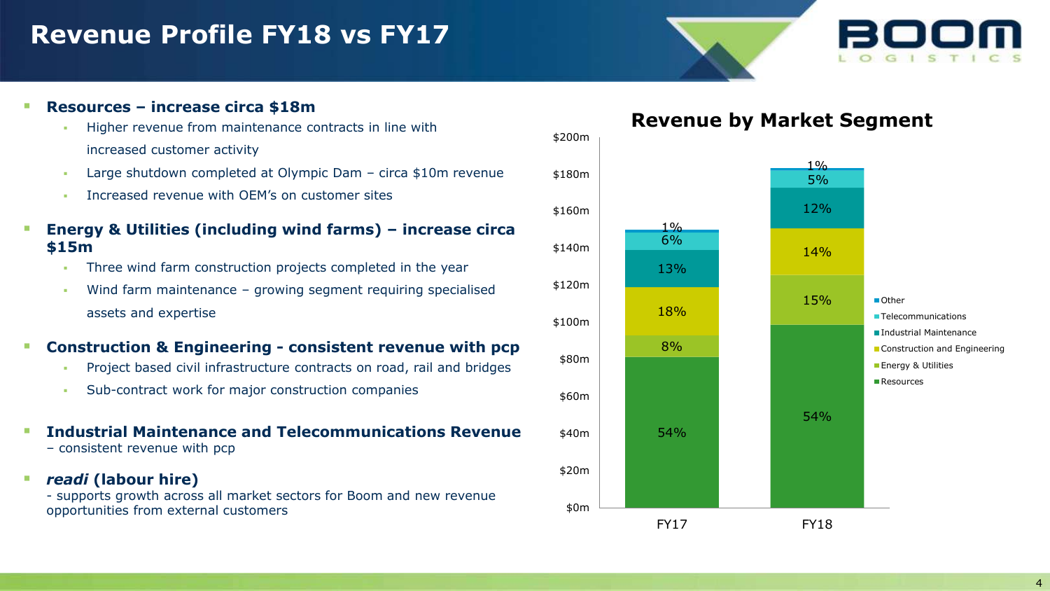# Revenue Profile FY18 vs FY17

- **Resources – increase circa $18m**
  - Higher revenue from maintenance contracts in line with increased customer activity
  - Large shutdown completed at Olympic Dam – circa $10m revenue
  - Increased revenue with OEM's on customer sites
- **Energy & Utilities (including wind farms) – increase circa $15m**
  - Three wind farm construction projects completed in the year
  - Wind farm maintenance – growing segment requiring specialised assets and expertise
- **Construction & Engineering - consistent revenue with pcp**
  - Project based civil infrastructure contracts on road, rail and bridges
  - Sub-contract work for major construction companies
- **Industrial Maintenance and Telecommunications Revenue** – consistent revenue with pcp
- ***readi* (labour hire)** - supports growth across all market sectors for Boom and new revenue opportunities from external customers

## Revenue by Market Segment

| Segment | FY17 | FY18 |
|---|---|---|
| Other | 1% | 1% |
| Telecommunications | 6% | 5% |
| Industrial Maintenance | 13% | 12% |
| Construction and Engineering | 18% | 14% |
| Energy & Utilities | 8% | 15% |
| Resources | 54% | 54% |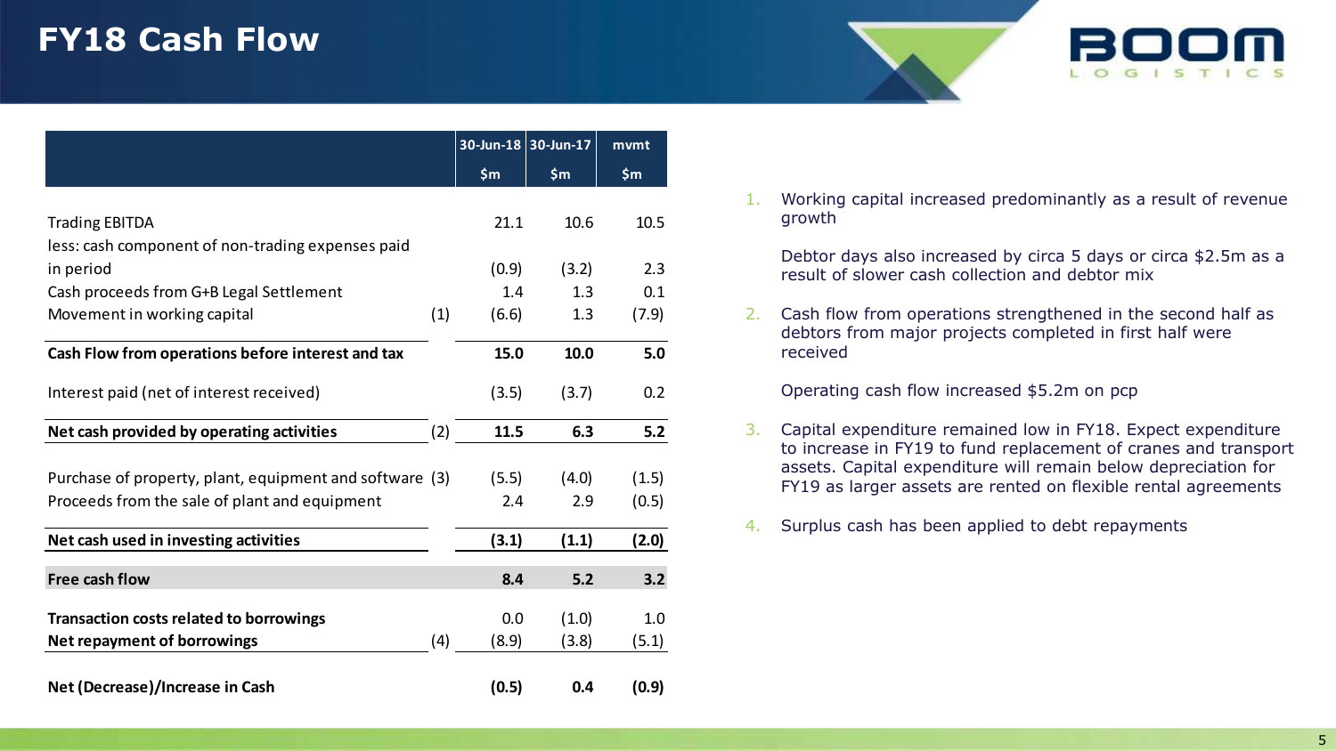# FY18 Cash Flow

| | | 30-Jun-18 $m | 30-Jun-17 $m | mvmt $m |
|---|---|---|---|---|
| Trading EBITDA | | 21.1 | 10.6 | 10.5 |
| less: cash component of non-trading expenses paid in period | | (0.9) | (3.2) | 2.3 |
| Cash proceeds from G+B Legal Settlement | | 1.4 | 1.3 | 0.1 |
| Movement in working capital | (1) | (6.6) | 1.3 | (7.9) |
| **Cash Flow from operations before interest and tax** | | **15.0** | **10.0** | **5.0** |
| Interest paid (net of interest received) | | (3.5) | (3.7) | 0.2 |
| **Net cash provided by operating activities** | (2) | **11.5** | **6.3** | **5.2** |
| Purchase of property, plant, equipment and software | (3) | (5.5) | (4.0) | (1.5) |
| Proceeds from the sale of plant and equipment | | 2.4 | 2.9 | (0.5) |
| **Net cash used in investing activities** | | **(3.1)** | **(1.1)** | **(2.0)** |
| **Free cash flow** | | **8.4** | **5.2** | **3.2** |
| **Transaction costs related to borrowings** | | 0.0 | (1.0) | 1.0 |
| **Net repayment of borrowings** | (4) | (8.9) | (3.8) | (5.1) |
| **Net (Decrease)/Increase in Cash** | | **(0.5)** | **0.4** | **(0.9)** |

1. Working capital increased predominantly as a result of revenue growth

   Debtor days also increased by circa 5 days or circa $2.5m as a result of slower cash collection and debtor mix

2. Cash flow from operations strengthened in the second half as debtors from major projects completed in first half were received

   Operating cash flow increased $5.2m on pcp

3. Capital expenditure remained low in FY18. Expect expenditure to increase in FY19 to fund replacement of cranes and transport assets. Capital expenditure will remain below depreciation for FY19 as larger assets are rented on flexible rental agreements

4. Surplus cash has been applied to debt repayments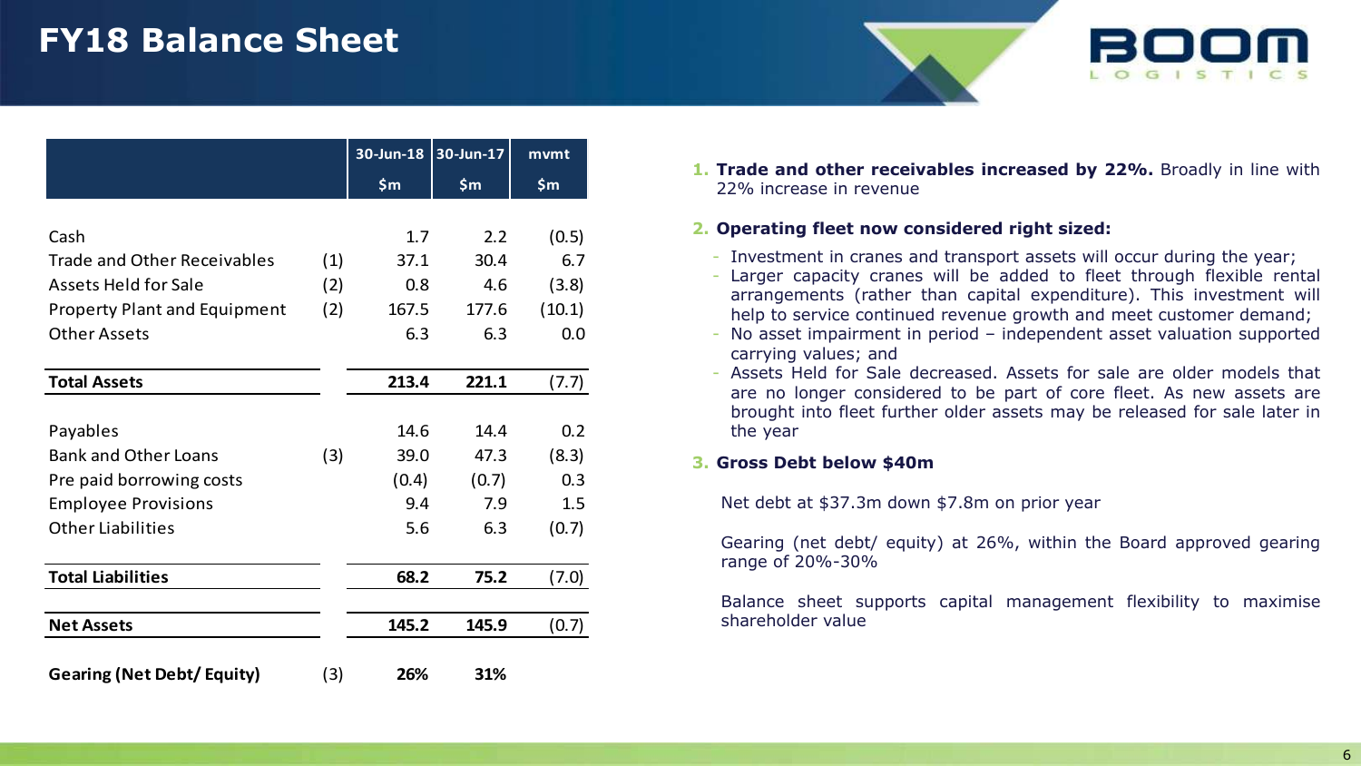# FY18 Balance Sheet

|  |  | 30-Jun-18 | 30-Jun-17 | mvmt |
|---|---|---|---|---|
|  |  | $m | $m | $m |
| Cash |  | 1.7 | 2.2 | (0.5) |
| Trade and Other Receivables | (1) | 37.1 | 30.4 | 6.7 |
| Assets Held for Sale | (2) | 0.8 | 4.6 | (3.8) |
| Property Plant and Equipment | (2) | 167.5 | 177.6 | (10.1) |
| Other Assets |  | 6.3 | 6.3 | 0.0 |
| **Total Assets** |  | **213.4** | **221.1** | (7.7) |
| Payables |  | 14.6 | 14.4 | 0.2 |
| Bank and Other Loans | (3) | 39.0 | 47.3 | (8.3) |
| Pre paid borrowing costs |  | (0.4) | (0.7) | 0.3 |
| Employee Provisions |  | 9.4 | 7.9 | 1.5 |
| Other Liabilities |  | 5.6 | 6.3 | (0.7) |
| **Total Liabilities** |  | **68.2** | **75.2** | (7.0) |
| **Net Assets** |  | **145.2** | **145.9** | (0.7) |
| **Gearing (Net Debt/ Equity)** | (3) | **26%** | **31%** |  |

1. **Trade and other receivables increased by 22%.** Broadly in line with 22% increase in revenue
2. **Operating fleet now considered right sized:**
   - Investment in cranes and transport assets will occur during the year;
   - Larger capacity cranes will be added to fleet through flexible rental arrangements (rather than capital expenditure). This investment will help to service continued revenue growth and meet customer demand;
   - No asset impairment in period – independent asset valuation supported carrying values; and
   - Assets Held for Sale decreased. Assets for sale are older models that are no longer considered to be part of core fleet. As new assets are brought into fleet further older assets may be released for sale later in the year
3. **Gross Debt below $40m**

   Net debt at $37.3m down $7.8m on prior year

   Gearing (net debt/ equity) at 26%, within the Board approved gearing range of 20%-30%

   Balance sheet supports capital management flexibility to maximise shareholder value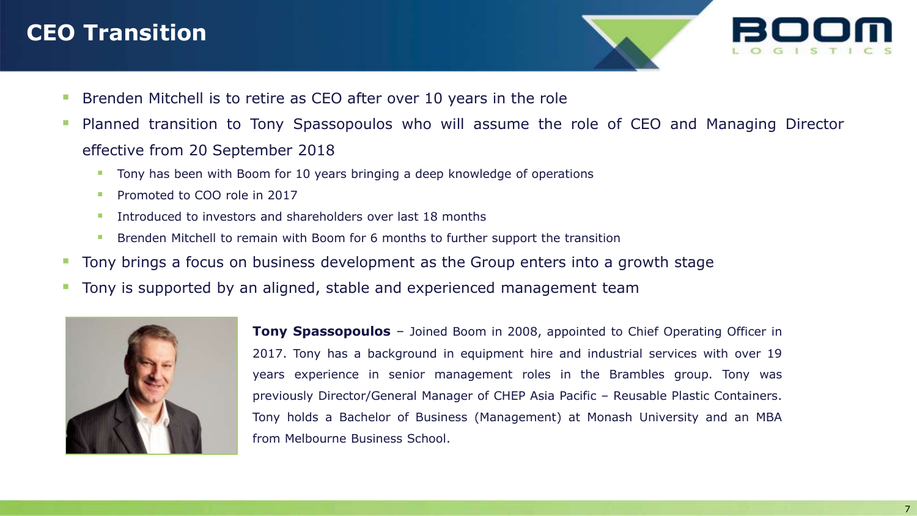# CEO Transition

- Brenden Mitchell is to retire as CEO after over 10 years in the role
- Planned transition to Tony Spassopoulos who will assume the role of CEO and Managing Director effective from 20 September 2018
  - Tony has been with Boom for 10 years bringing a deep knowledge of operations
  - Promoted to COO role in 2017
  - Introduced to investors and shareholders over last 18 months
  - Brenden Mitchell to remain with Boom for 6 months to further support the transition
- Tony brings a focus on business development as the Group enters into a growth stage
- Tony is supported by an aligned, stable and experienced management team

**Tony Spassopoulos** – Joined Boom in 2008, appointed to Chief Operating Officer in 2017. Tony has a background in equipment hire and industrial services with over 19 years experience in senior management roles in the Brambles group. Tony was previously Director/General Manager of CHEP Asia Pacific – Reusable Plastic Containers. Tony holds a Bachelor of Business (Management) at Monash University and an MBA from Melbourne Business School.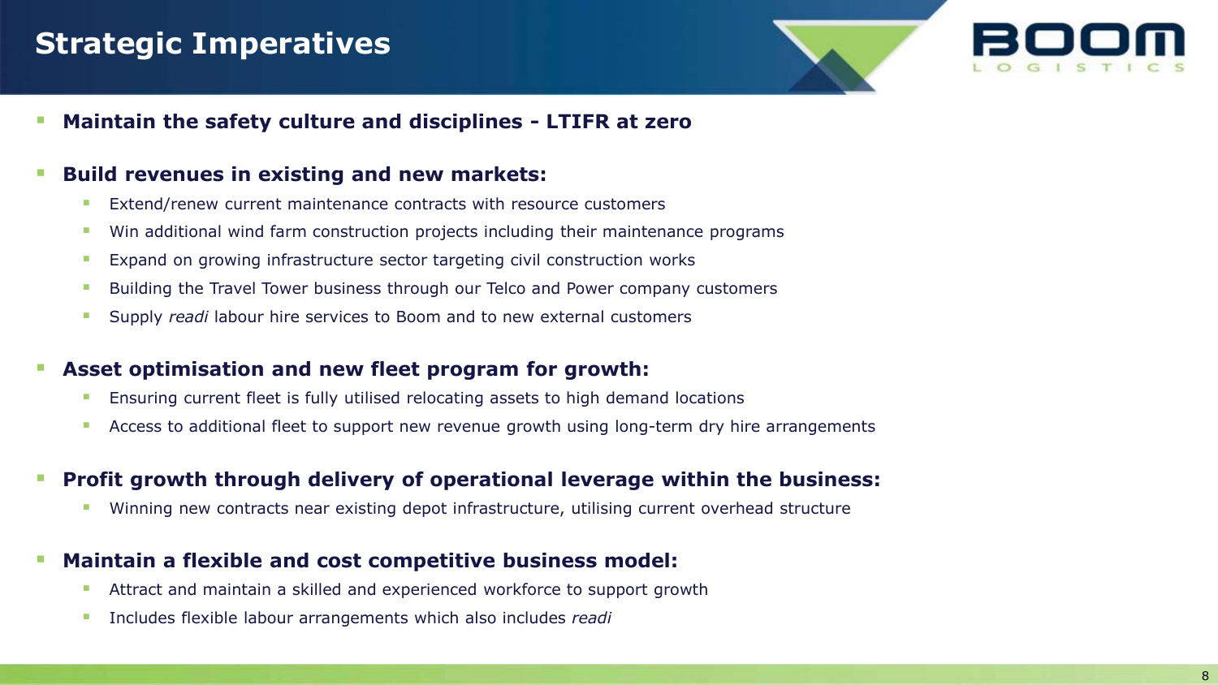# Strategic Imperatives

- **Maintain the safety culture and disciplines - LTIFR at zero**
- **Build revenues in existing and new markets:**
  - Extend/renew current maintenance contracts with resource customers
  - Win additional wind farm construction projects including their maintenance programs
  - Expand on growing infrastructure sector targeting civil construction works
  - Building the Travel Tower business through our Telco and Power company customers
  - Supply *readi* labour hire services to Boom and to new external customers
- **Asset optimisation and new fleet program for growth:**
  - Ensuring current fleet is fully utilised relocating assets to high demand locations
  - Access to additional fleet to support new revenue growth using long-term dry hire arrangements
- **Profit growth through delivery of operational leverage within the business:**
  - Winning new contracts near existing depot infrastructure, utilising current overhead structure
- **Maintain a flexible and cost competitive business model:**
  - Attract and maintain a skilled and experienced workforce to support growth
  - Includes flexible labour arrangements which also includes *readi*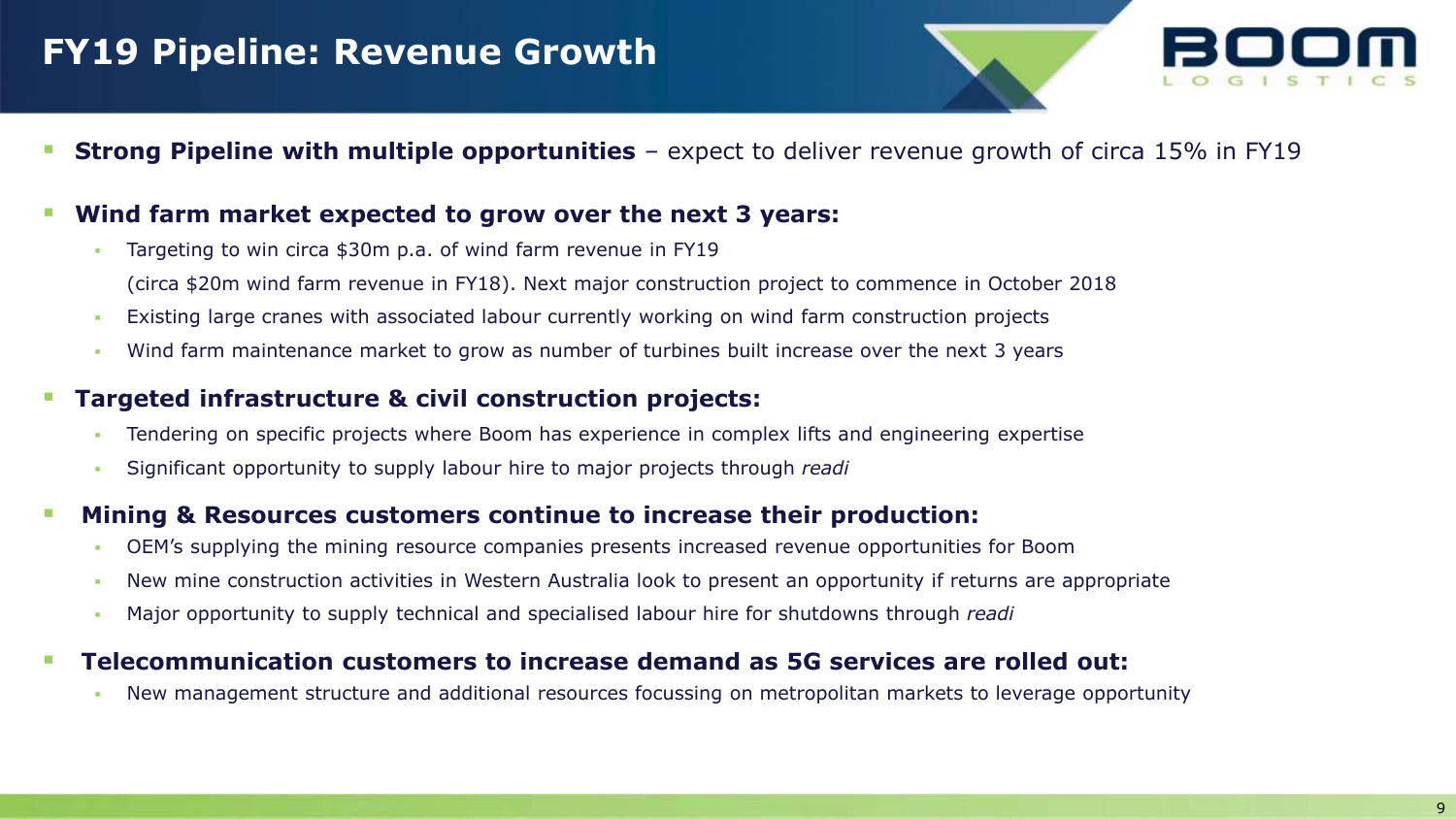# FY19 Pipeline: Revenue Growth

- **Strong Pipeline with multiple opportunities** – expect to deliver revenue growth of circa 15% in FY19

- **Wind farm market expected to grow over the next 3 years:**
  - Targeting to win circa $30m p.a. of wind farm revenue in FY19
    (circa $20m wind farm revenue in FY18). Next major construction project to commence in October 2018
  - Existing large cranes with associated labour currently working on wind farm construction projects
  - Wind farm maintenance market to grow as number of turbines built increase over the next 3 years

- **Targeted infrastructure & civil construction projects:**
  - Tendering on specific projects where Boom has experience in complex lifts and engineering expertise
  - Significant opportunity to supply labour hire to major projects through *readi*

- **Mining & Resources customers continue to increase their production:**
  - OEM's supplying the mining resource companies presents increased revenue opportunities for Boom
  - New mine construction activities in Western Australia look to present an opportunity if returns are appropriate
  - Major opportunity to supply technical and specialised labour hire for shutdowns through *readi*

- **Telecommunication customers to increase demand as 5G services are rolled out:**
  - New management structure and additional resources focussing on metropolitan markets to leverage opportunity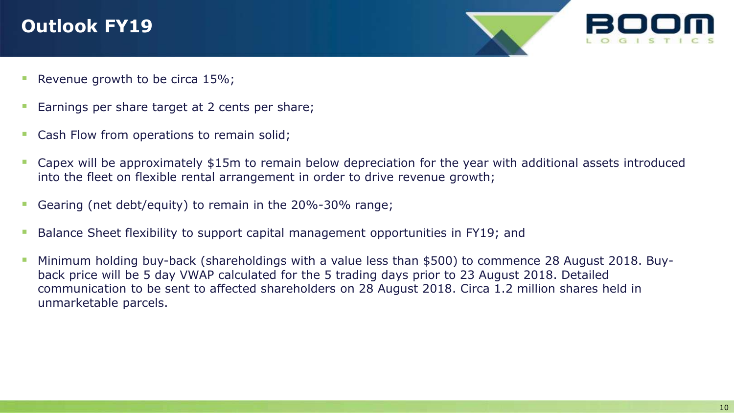# Outlook FY19

- Revenue growth to be circa 15%;
- Earnings per share target at 2 cents per share;
- Cash Flow from operations to remain solid;
- Capex will be approximately $15m to remain below depreciation for the year with additional assets introduced into the fleet on flexible rental arrangement in order to drive revenue growth;
- Gearing (net debt/equity) to remain in the 20%-30% range;
- Balance Sheet flexibility to support capital management opportunities in FY19; and
- Minimum holding buy-back (shareholdings with a value less than $500) to commence 28 August 2018. Buy-back price will be 5 day VWAP calculated for the 5 trading days prior to 23 August 2018. Detailed communication to be sent to affected shareholders on 28 August 2018. Circa 1.2 million shares held in unmarketable parcels.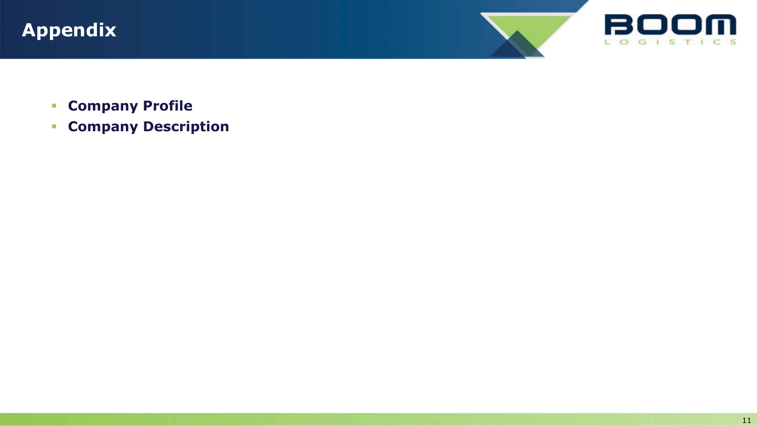# Appendix

- **Company Profile**
- **Company Description**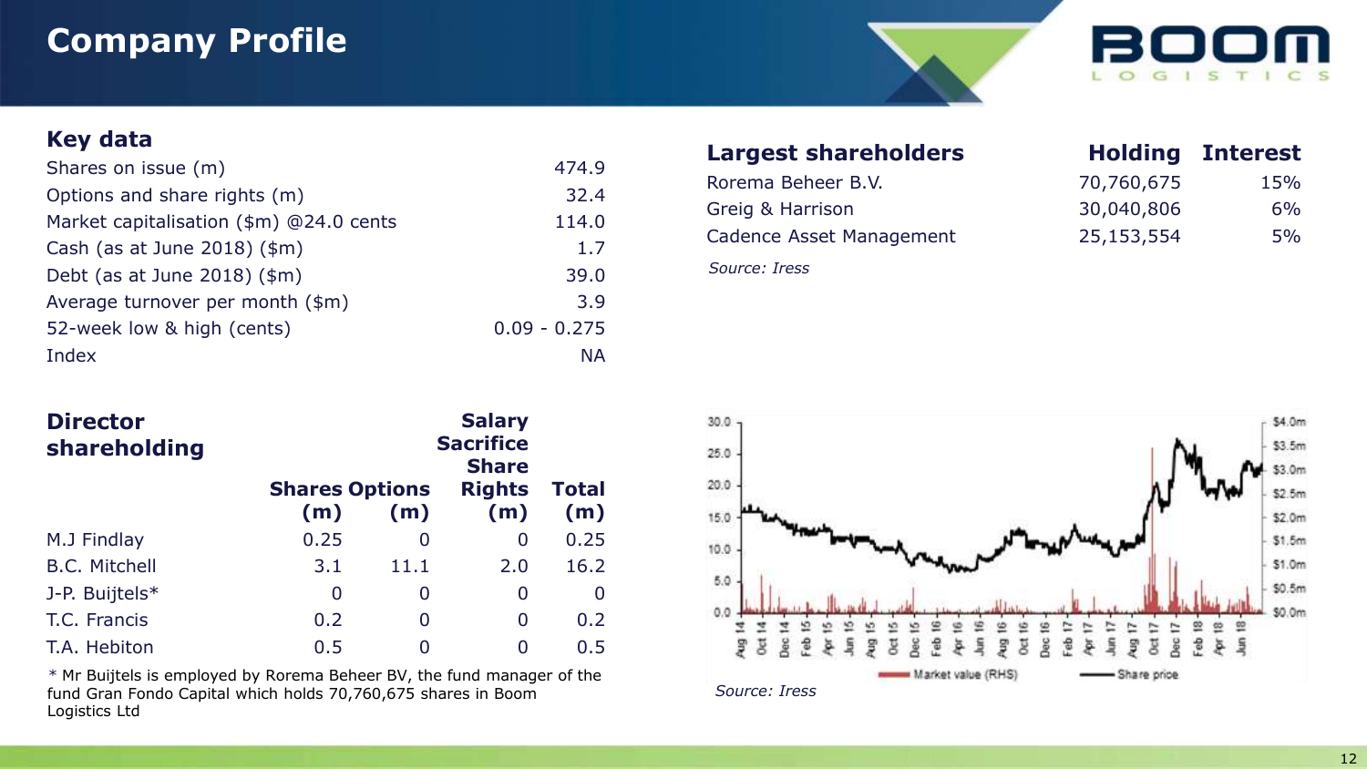# Company Profile

## Key data

| | |
|---|---|
| Shares on issue (m) | 474.9 |
| Options and share rights (m) | 32.4 |
| Market capitalisation ($m) @24.0 cents | 114.0 |
| Cash (as at June 2018) ($m) | 1.7 |
| Debt (as at June 2018) ($m) | 39.0 |
| Average turnover per month ($m) | 3.9 |
| 52-week low & high (cents) | 0.09 - 0.275 |
| Index | NA |

## Largest shareholders

| Largest shareholders | Holding | Interest |
|---|---|---|
| Rorema Beheer B.V. | 70,760,675 | 15% |
| Greig & Harrison | 30,040,806 | 6% |
| Cadence Asset Management | 25,153,554 | 5% |

*Source: Iress*

## Director shareholding

| | Shares (m) | Options (m) | Salary Sacrifice Share Rights (m) | Total (m) |
|---|---|---|---|---|
| M.J Findlay | 0.25 | 0 | 0 | 0.25 |
| B.C. Mitchell | 3.1 | 11.1 | 2.0 | 16.2 |
| J-P. Buijtels* | 0 | 0 | 0 | 0 |
| T.C. Francis | 0.2 | 0 | 0 | 0.2 |
| T.A. Hebiton | 0.5 | 0 | 0 | 0.5 |

\* Mr Buijtels is employed by Rorema Beheer BV, the fund manager of the fund Gran Fondo Capital which holds 70,760,675 shares in Boom Logistics Ltd

*Source: Iress*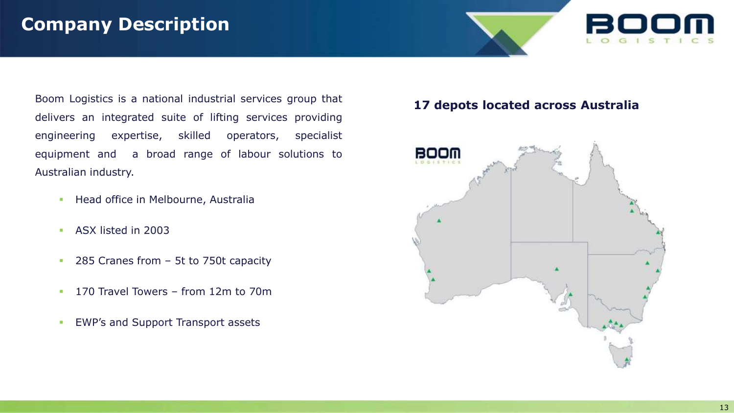# Company Description

Boom Logistics is a national industrial services group that delivers an integrated suite of lifting services providing engineering expertise, skilled operators, specialist equipment and a broad range of labour solutions to Australian industry.

- Head office in Melbourne, Australia
- ASX listed in 2003
- 285 Cranes from – 5t to 750t capacity
- 170 Travel Towers – from 12m to 70m
- EWP's and Support Transport assets

**17 depots located across Australia**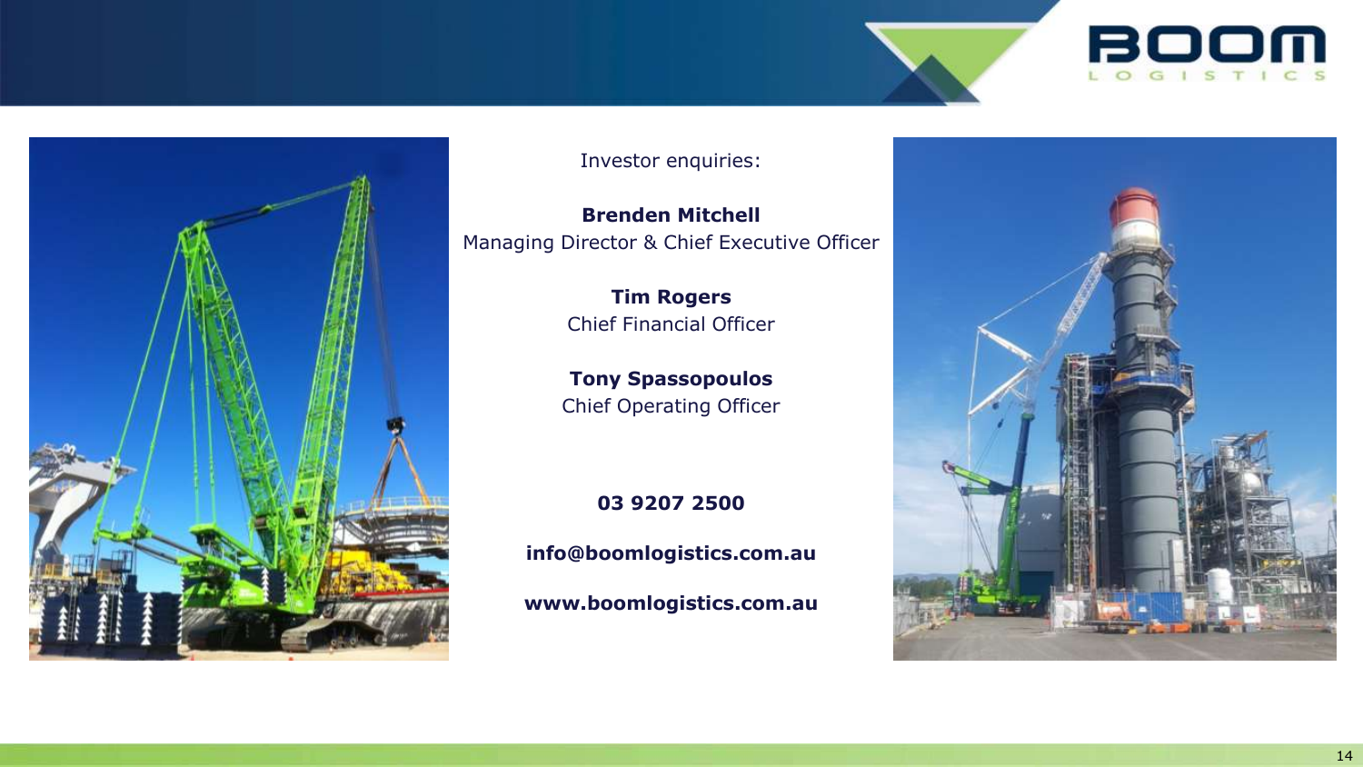Investor enquiries:

**Brenden Mitchell**
Managing Director & Chief Executive Officer

**Tim Rogers**
Chief Financial Officer

**Tony Spassopoulos**
Chief Operating Officer

**03 9207 2500**

**info@boomlogistics.com.au**

**www.boomlogistics.com.au**